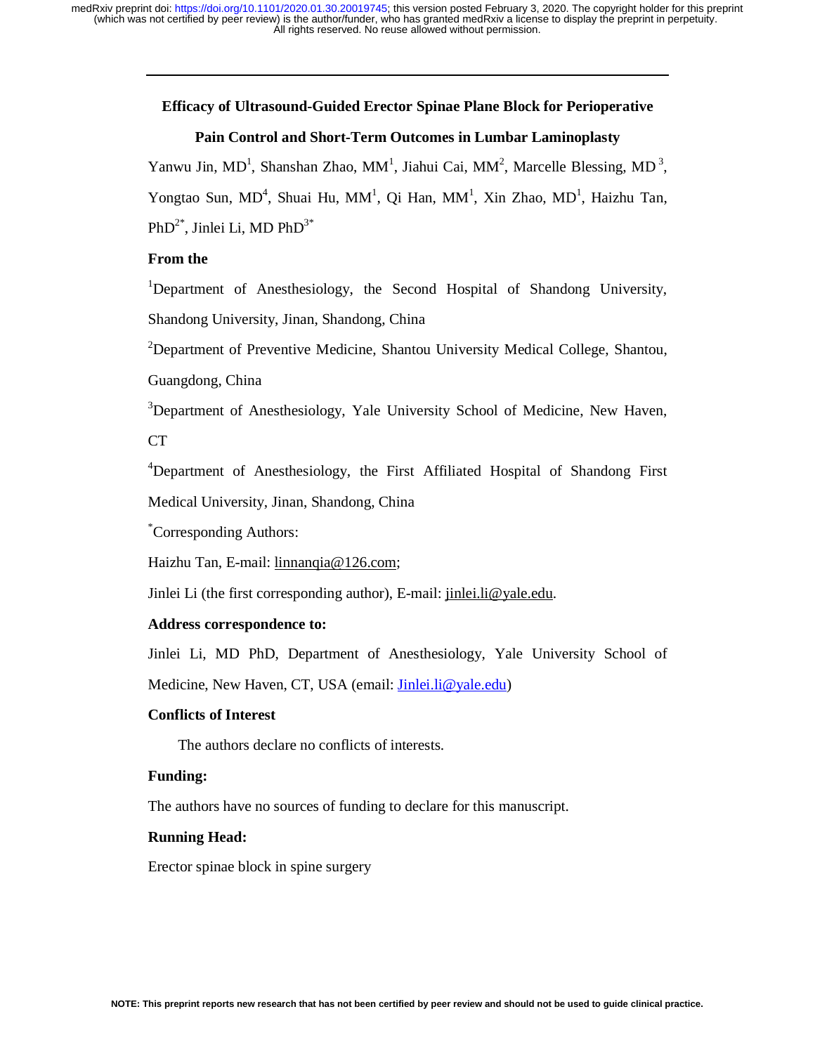# Efficacy of Ultrasound-Guided Erector Spinae Plane Block for Perioperative Pain Control and Short-Term Outcomes in Lumbar Laminoplasty

Yanwu Jin, MD[1], Shanshan Zhao, MM[1], Jiahui Cai, MM[2], Marcelle Blessing, MD[3], Yongtao Sun, MD[4], Shuai Hu, MM[1], Qi Han, MM[1], Xin Zhao, MD[1], Haizhu Tan, PhD[2*], Jinlei Li, MD PhD[3*]

**From the**

[1]Department of Anesthesiology, the Second Hospital of Shandong University, Shandong University, Jinan, Shandong, China

[2]Department of Preventive Medicine, Shantou University Medical College, Shantou, Guangdong, China

[3]Department of Anesthesiology, Yale University School of Medicine, New Haven, CT

[4]Department of Anesthesiology, the First Affiliated Hospital of Shandong First Medical University, Jinan, Shandong, China

[*]Corresponding Authors:

Haizhu Tan, E-mail: linnanqia@126.com;

Jinlei Li (the first corresponding author), E-mail: jinlei.li@yale.edu.

**Address correspondence to:**

Jinlei Li, MD PhD, Department of Anesthesiology, Yale University School of Medicine, New Haven, CT, USA (email: Jinlei.li@yale.edu)

**Conflicts of Interest**

The authors declare no conflicts of interests.

**Funding:**

The authors have no sources of funding to declare for this manuscript.

**Running Head:**

Erector spinae block in spine surgery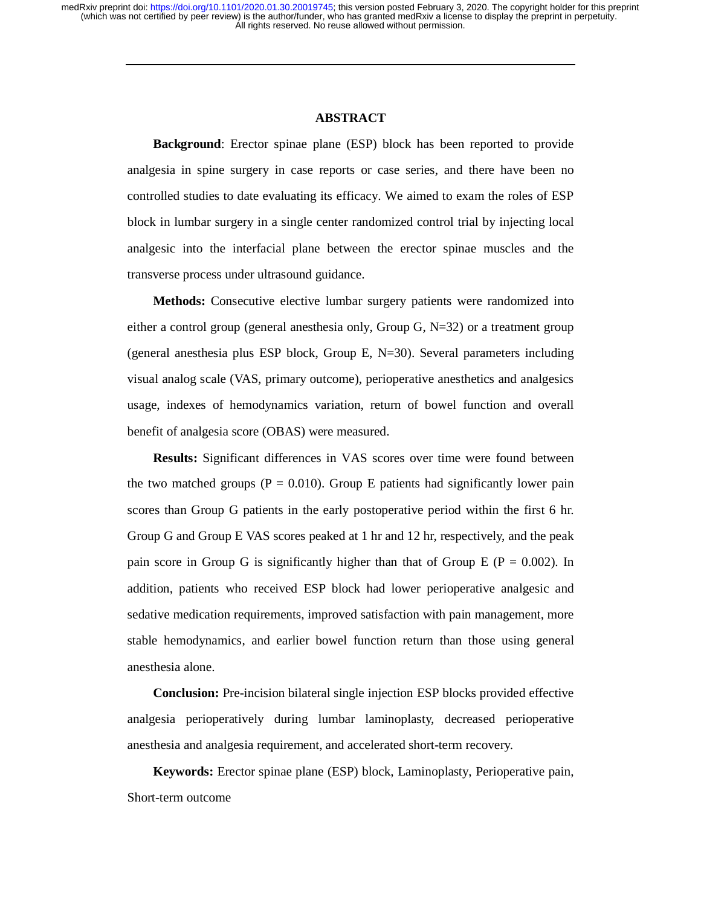## ABSTRACT

**Background**: Erector spinae plane (ESP) block has been reported to provide analgesia in spine surgery in case reports or case series, and there have been no controlled studies to date evaluating its efficacy. We aimed to exam the roles of ESP block in lumbar surgery in a single center randomized control trial by injecting local analgesic into the interfacial plane between the erector spinae muscles and the transverse process under ultrasound guidance.

**Methods:** Consecutive elective lumbar surgery patients were randomized into either a control group (general anesthesia only, Group G, N=32) or a treatment group (general anesthesia plus ESP block, Group E, N=30). Several parameters including visual analog scale (VAS, primary outcome), perioperative anesthetics and analgesics usage, indexes of hemodynamics variation, return of bowel function and overall benefit of analgesia score (OBAS) were measured.

**Results:** Significant differences in VAS scores over time were found between the two matched groups ($P = 0.010$). Group E patients had significantly lower pain scores than Group G patients in the early postoperative period within the first 6 hr. Group G and Group E VAS scores peaked at 1 hr and 12 hr, respectively, and the peak pain score in Group G is significantly higher than that of Group E ($P = 0.002$). In addition, patients who received ESP block had lower perioperative analgesic and sedative medication requirements, improved satisfaction with pain management, more stable hemodynamics, and earlier bowel function return than those using general anesthesia alone.

**Conclusion:** Pre-incision bilateral single injection ESP blocks provided effective analgesia perioperatively during lumbar laminoplasty, decreased perioperative anesthesia and analgesia requirement, and accelerated short-term recovery.

**Keywords:** Erector spinae plane (ESP) block, Laminoplasty, Perioperative pain, Short-term outcome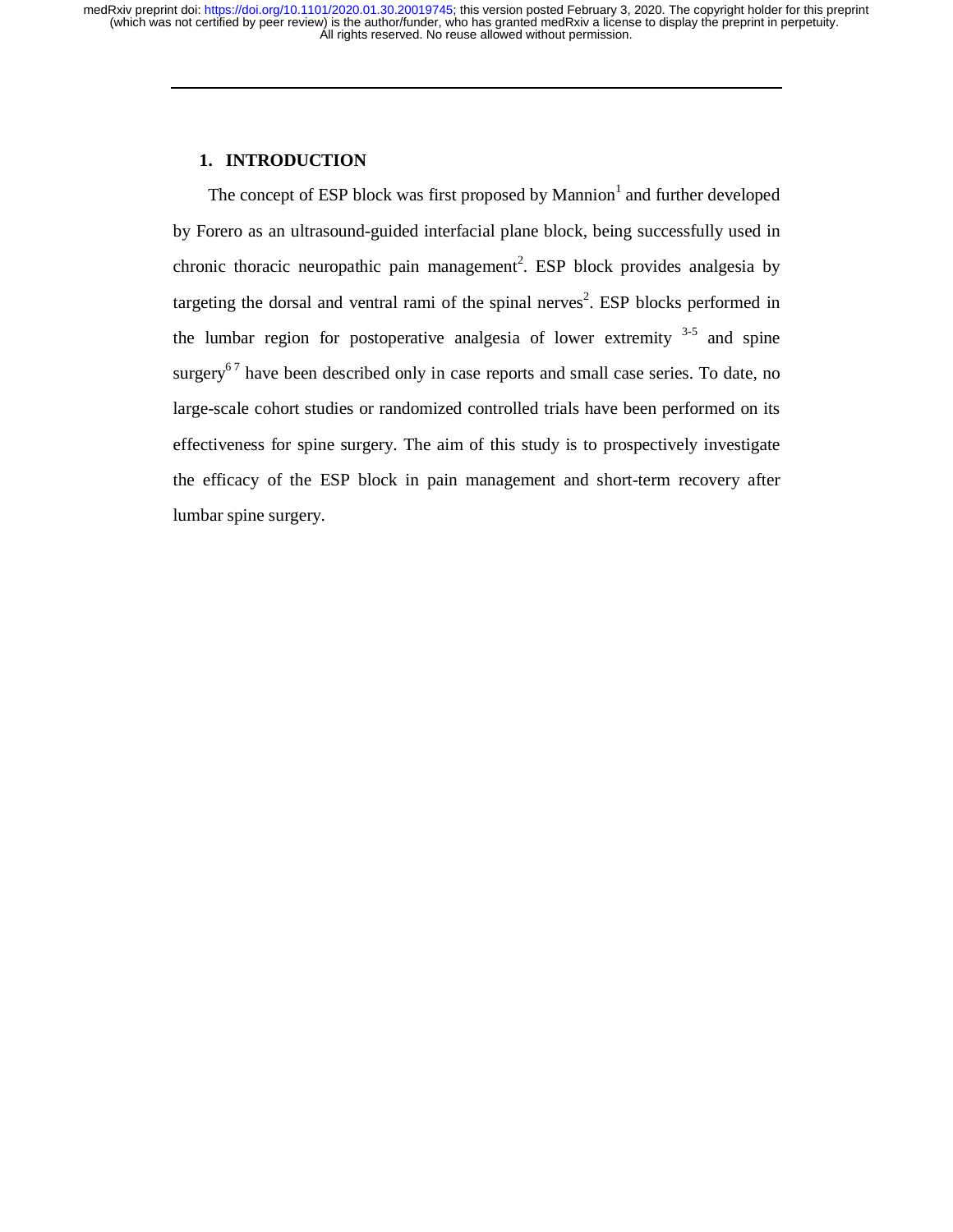## 1. INTRODUCTION

The concept of ESP block was first proposed by Mannion[1] and further developed by Forero as an ultrasound-guided interfacial plane block, being successfully used in chronic thoracic neuropathic pain management[2]. ESP block provides analgesia by targeting the dorsal and ventral rami of the spinal nerves[2]. ESP blocks performed in the lumbar region for postoperative analgesia of lower extremity [3-5] and spine surgery[6 7] have been described only in case reports and small case series. To date, no large-scale cohort studies or randomized controlled trials have been performed on its effectiveness for spine surgery. The aim of this study is to prospectively investigate the efficacy of the ESP block in pain management and short-term recovery after lumbar spine surgery.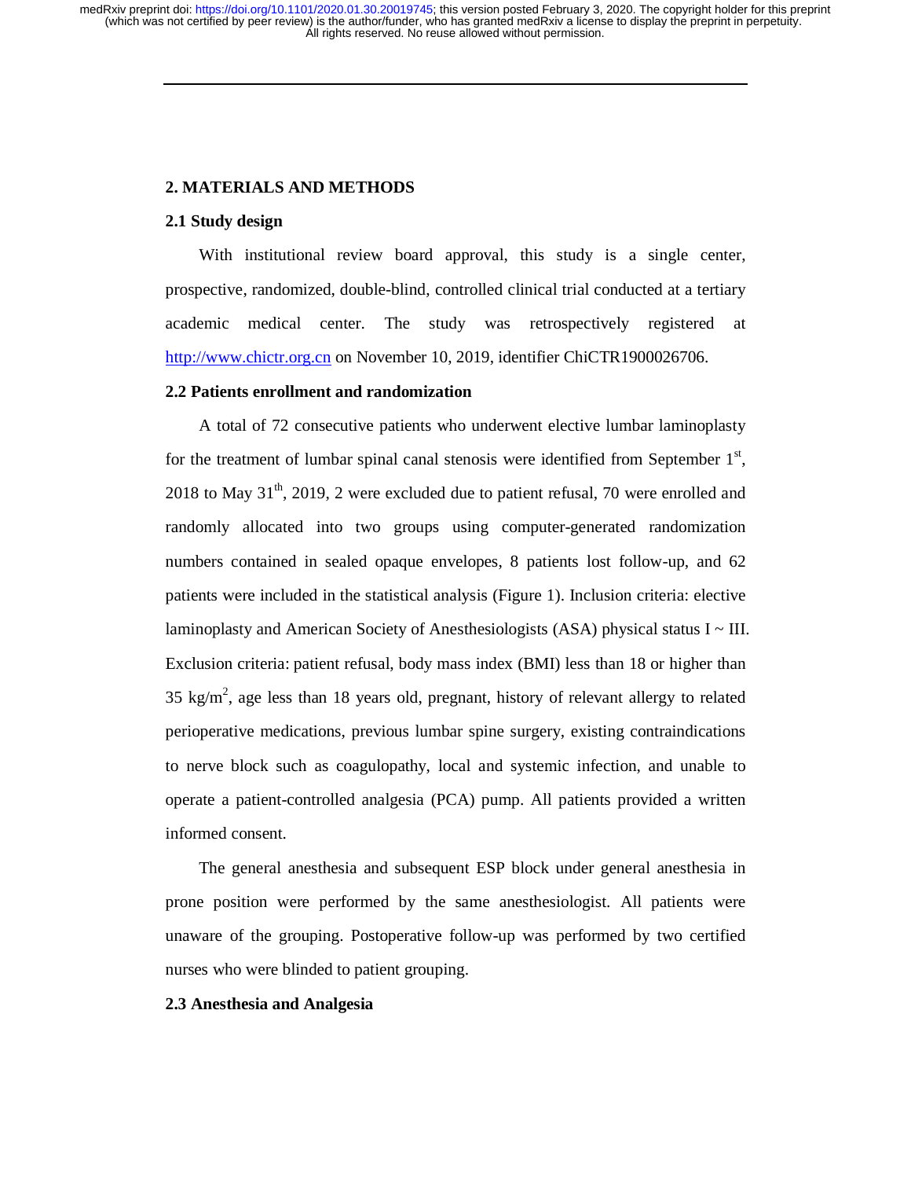## 2. MATERIALS AND METHODS

### 2.1 Study design

With institutional review board approval, this study is a single center, prospective, randomized, double-blind, controlled clinical trial conducted at a tertiary academic medical center. The study was retrospectively registered at http://www.chictr.org.cn on November 10, 2019, identifier ChiCTR1900026706.

### 2.2 Patients enrollment and randomization

A total of 72 consecutive patients who underwent elective lumbar laminoplasty for the treatment of lumbar spinal canal stenosis were identified from September 1st, 2018 to May 31th, 2019, 2 were excluded due to patient refusal, 70 were enrolled and randomly allocated into two groups using computer-generated randomization numbers contained in sealed opaque envelopes, 8 patients lost follow-up, and 62 patients were included in the statistical analysis (Figure 1). Inclusion criteria: elective laminoplasty and American Society of Anesthesiologists (ASA) physical status I ~ III. Exclusion criteria: patient refusal, body mass index (BMI) less than 18 or higher than 35 kg/m$^2$, age less than 18 years old, pregnant, history of relevant allergy to related perioperative medications, previous lumbar spine surgery, existing contraindications to nerve block such as coagulopathy, local and systemic infection, and unable to operate a patient-controlled analgesia (PCA) pump. All patients provided a written informed consent.

The general anesthesia and subsequent ESP block under general anesthesia in prone position were performed by the same anesthesiologist. All patients were unaware of the grouping. Postoperative follow-up was performed by two certified nurses who were blinded to patient grouping.

### 2.3 Anesthesia and Analgesia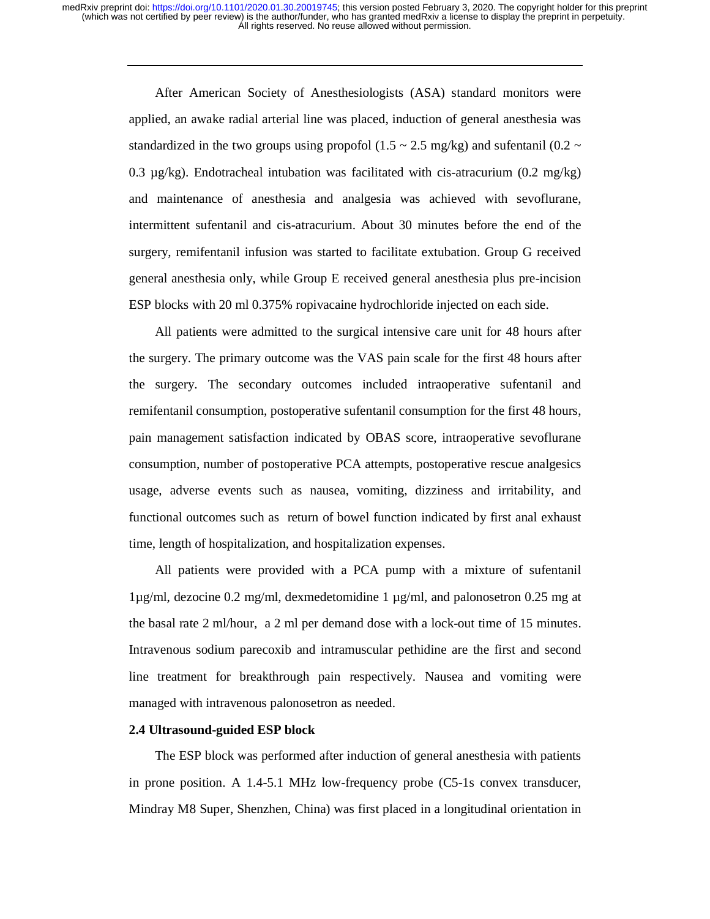After American Society of Anesthesiologists (ASA) standard monitors were applied, an awake radial arterial line was placed, induction of general anesthesia was standardized in the two groups using propofol (1.5 ~ 2.5 mg/kg) and sufentanil (0.2 ~ 0.3 μg/kg). Endotracheal intubation was facilitated with cis-atracurium (0.2 mg/kg) and maintenance of anesthesia and analgesia was achieved with sevoflurane, intermittent sufentanil and cis-atracurium. About 30 minutes before the end of the surgery, remifentanil infusion was started to facilitate extubation. Group G received general anesthesia only, while Group E received general anesthesia plus pre-incision ESP blocks with 20 ml 0.375% ropivacaine hydrochloride injected on each side.

All patients were admitted to the surgical intensive care unit for 48 hours after the surgery. The primary outcome was the VAS pain scale for the first 48 hours after the surgery. The secondary outcomes included intraoperative sufentanil and remifentanil consumption, postoperative sufentanil consumption for the first 48 hours, pain management satisfaction indicated by OBAS score, intraoperative sevoflurane consumption, number of postoperative PCA attempts, postoperative rescue analgesics usage, adverse events such as nausea, vomiting, dizziness and irritability, and functional outcomes such as return of bowel function indicated by first anal exhaust time, length of hospitalization, and hospitalization expenses.

All patients were provided with a PCA pump with a mixture of sufentanil 1μg/ml, dezocine 0.2 mg/ml, dexmedetomidine 1 μg/ml, and palonosetron 0.25 mg at the basal rate 2 ml/hour, a 2 ml per demand dose with a lock-out time of 15 minutes. Intravenous sodium parecoxib and intramuscular pethidine are the first and second line treatment for breakthrough pain respectively. Nausea and vomiting were managed with intravenous palonosetron as needed.

### 2.4 Ultrasound-guided ESP block

The ESP block was performed after induction of general anesthesia with patients in prone position. A 1.4-5.1 MHz low-frequency probe (C5-1s convex transducer, Mindray M8 Super, Shenzhen, China) was first placed in a longitudinal orientation in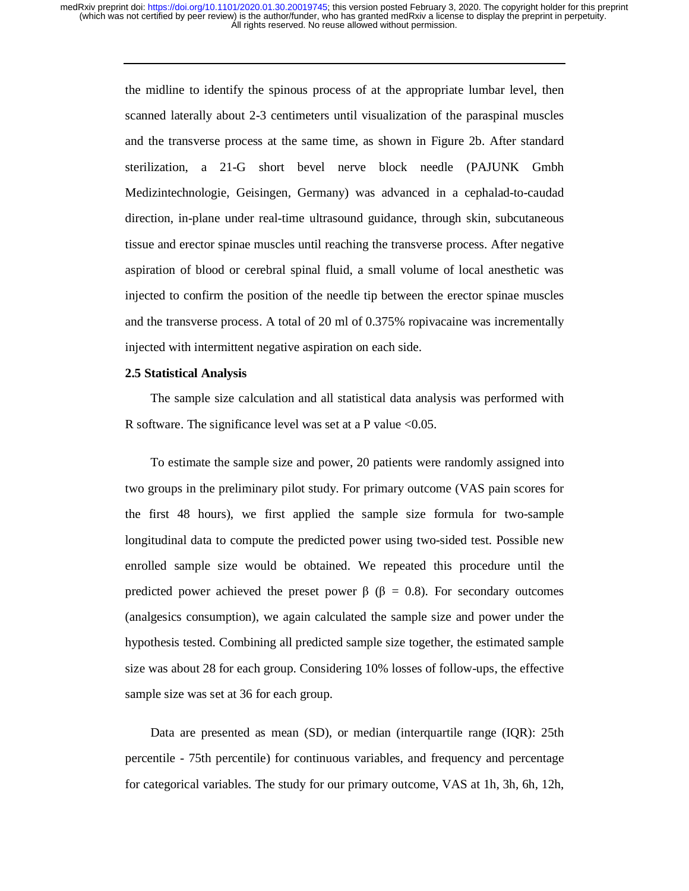the midline to identify the spinous process of at the appropriate lumbar level, then scanned laterally about 2-3 centimeters until visualization of the paraspinal muscles and the transverse process at the same time, as shown in Figure 2b. After standard sterilization, a 21-G short bevel nerve block needle (PAJUNK Gmbh Medizintechnologie, Geisingen, Germany) was advanced in a cephalad-to-caudad direction, in-plane under real-time ultrasound guidance, through skin, subcutaneous tissue and erector spinae muscles until reaching the transverse process. After negative aspiration of blood or cerebral spinal fluid, a small volume of local anesthetic was injected to confirm the position of the needle tip between the erector spinae muscles and the transverse process. A total of 20 ml of 0.375% ropivacaine was incrementally injected with intermittent negative aspiration on each side.

### 2.5 Statistical Analysis

The sample size calculation and all statistical data analysis was performed with R software. The significance level was set at a P value <0.05.

To estimate the sample size and power, 20 patients were randomly assigned into two groups in the preliminary pilot study. For primary outcome (VAS pain scores for the first 48 hours), we first applied the sample size formula for two-sample longitudinal data to compute the predicted power using two-sided test. Possible new enrolled sample size would be obtained. We repeated this procedure until the predicted power achieved the preset power $\beta$ ($\beta$ = 0.8). For secondary outcomes (analgesics consumption), we again calculated the sample size and power under the hypothesis tested. Combining all predicted sample size together, the estimated sample size was about 28 for each group. Considering 10% losses of follow-ups, the effective sample size was set at 36 for each group.

Data are presented as mean (SD), or median (interquartile range (IQR): 25th percentile - 75th percentile) for continuous variables, and frequency and percentage for categorical variables. The study for our primary outcome, VAS at 1h, 3h, 6h, 12h,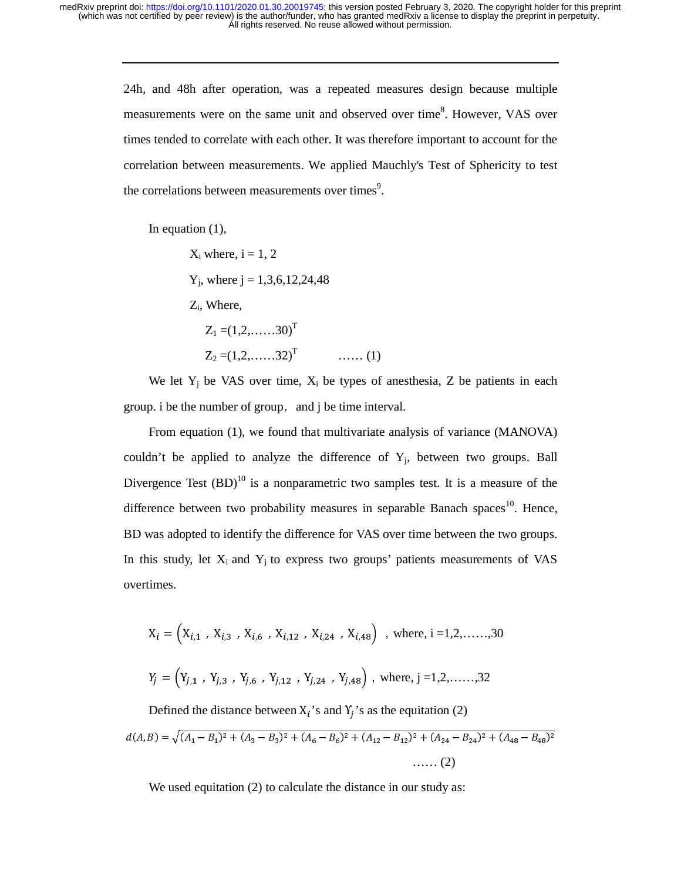24h, and 48h after operation, was a repeated measures design because multiple measurements were on the same unit and observed over time[8]. However, VAS over times tended to correlate with each other. It was therefore important to account for the correlation between measurements. We applied Mauchly's Test of Sphericity to test the correlations between measurements over times[9].

In equation (1),

$X_i$ where, i = 1, 2

$Y_j$, where j = 1,3,6,12,24,48

$Z_i$, Where,

$Z_1 = (1,2,\ldots\ldots 30)^T$

$Z_2 = (1,2,\ldots\ldots 32)^T$ …… (1)

We let $Y_j$ be VAS over time, $X_i$ be types of anesthesia, Z be patients in each group. i be the number of group, and j be time interval.

From equation (1), we found that multivariate analysis of variance (MANOVA) couldn't be applied to analyze the difference of $Y_j$, between two groups. Ball Divergence Test (BD)[10] is a nonparametric two samples test. It is a measure of the difference between two probability measures in separable Banach spaces[10]. Hence, BD was adopted to identify the difference for VAS over time between the two groups. In this study, let $X_i$ and $Y_j$ to express two groups' patients measurements of VAS overtimes.

$$X_i = \left(X_{i,1}, X_{i,3}, X_{i,6}, X_{i,12}, X_{i,24}, X_{i,48}\right), \text{ where, i } = 1,2,\ldots\ldots,30$$

$$Y_j = \left(Y_{j,1}, Y_{j,3}, Y_{j,6}, Y_{j,12}, Y_{j,24}, Y_{j,48}\right), \text{ where, j } = 1,2,\ldots\ldots,32$$

Defined the distance between $X_i$'s and $Y_j$'s as the equation (2)

$$d(A,B) = \sqrt{(A_1 - B_1)^2 + (A_3 - B_3)^2 + (A_6 - B_6)^2 + (A_{12} - B_{12})^2 + (A_{24} - B_{24})^2 + (A_{48} - B_{48})^2} \quad \ldots\ldots (2)$$

We used equitation (2) to calculate the distance in our study as: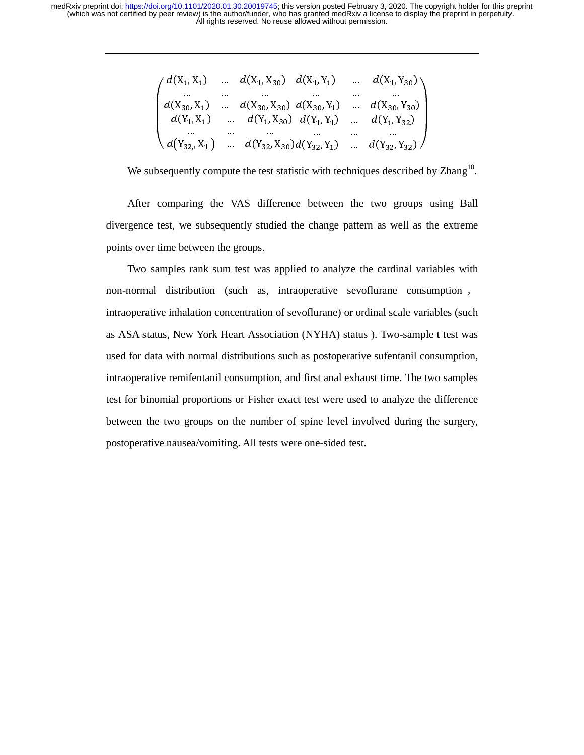$$
\begin{pmatrix}
d(X_1, X_1) & \ldots & d(X_1, X_{30}) & d(X_1, Y_1) & \ldots & d(X_1, Y_{30}) \\
\ldots & \ldots & \ldots & \ldots & \ldots & \ldots \\
d(X_{30}, X_1) & \ldots & d(X_{30}, X_{30}) & d(X_{30}, Y_1) & \ldots & d(X_{30}, Y_{30}) \\
d(Y_1, X_1) & \ldots & d(Y_1, X_{30}) & d(Y_1, Y_1) & \ldots & d(Y_1, Y_{32}) \\
\ldots & \ldots & \ldots & \ldots & \ldots & \ldots \\
d(Y_{32}, X_1) & \ldots & d(Y_{32}, X_{30}) & d(Y_{32}, Y_1) & \ldots & d(Y_{32}, Y_{32})
\end{pmatrix}
$$

We subsequently compute the test statistic with techniques described by Zhang[10].

After comparing the VAS difference between the two groups using Ball divergence test, we subsequently studied the change pattern as well as the extreme points over time between the groups.

Two samples rank sum test was applied to analyze the cardinal variables with non-normal distribution (such as, intraoperative sevoflurane consumption , intraoperative inhalation concentration of sevoflurane) or ordinal scale variables (such as ASA status, New York Heart Association (NYHA) status ). Two-sample t test was used for data with normal distributions such as postoperative sufentanil consumption, intraoperative remifentanil consumption, and first anal exhaust time. The two samples test for binomial proportions or Fisher exact test were used to analyze the difference between the two groups on the number of spine level involved during the surgery, postoperative nausea/vomiting. All tests were one-sided test.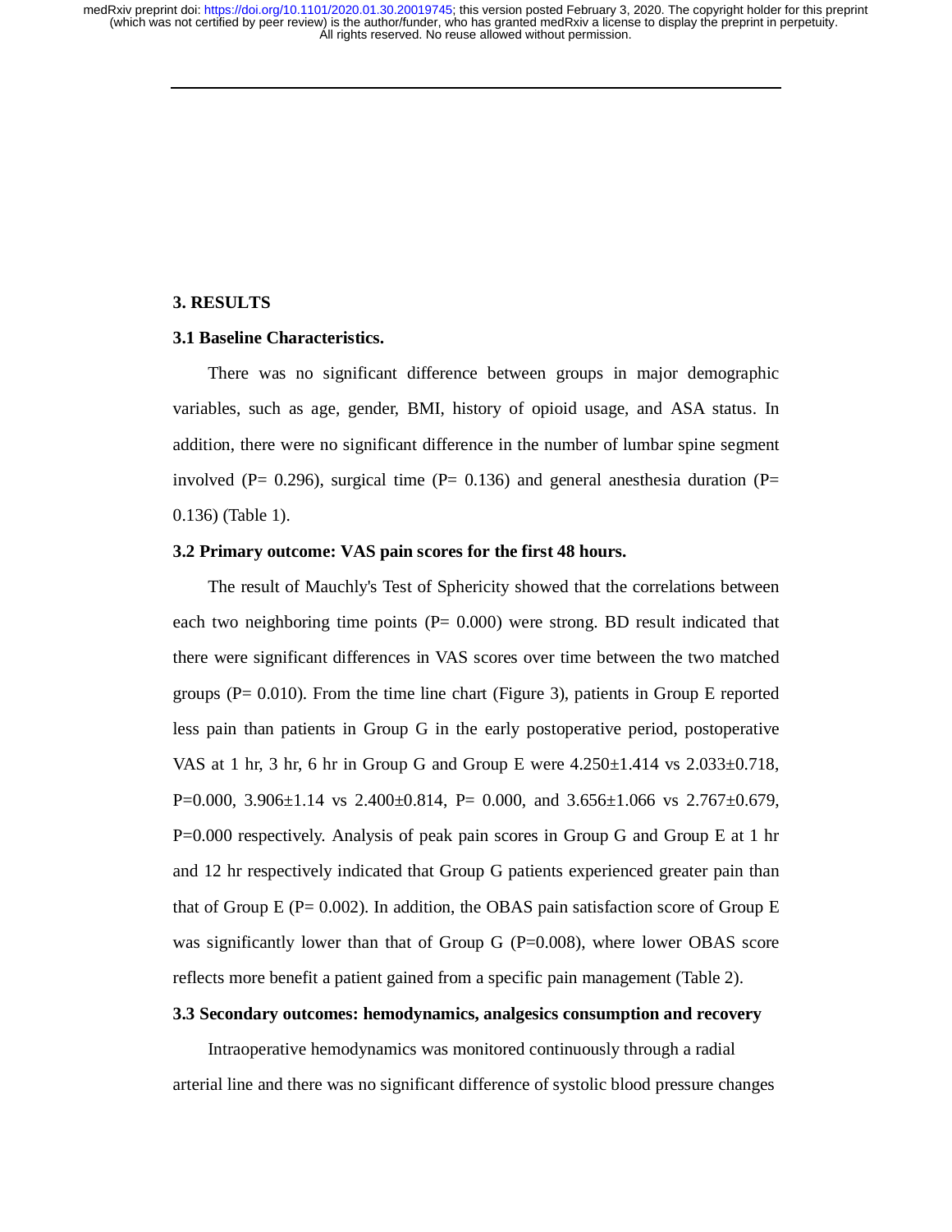## 3. RESULTS

### 3.1 Baseline Characteristics.

There was no significant difference between groups in major demographic variables, such as age, gender, BMI, history of opioid usage, and ASA status. In addition, there were no significant difference in the number of lumbar spine segment involved (P= 0.296), surgical time (P= 0.136) and general anesthesia duration (P= 0.136) (Table 1).

### 3.2 Primary outcome: VAS pain scores for the first 48 hours.

The result of Mauchly's Test of Sphericity showed that the correlations between each two neighboring time points (P= 0.000) were strong. BD result indicated that there were significant differences in VAS scores over time between the two matched groups (P= 0.010). From the time line chart (Figure 3), patients in Group E reported less pain than patients in Group G in the early postoperative period, postoperative VAS at 1 hr, 3 hr, 6 hr in Group G and Group E were 4.250±1.414 vs 2.033±0.718, P=0.000, 3.906±1.14 vs 2.400±0.814, P= 0.000, and 3.656±1.066 vs 2.767±0.679, P=0.000 respectively. Analysis of peak pain scores in Group G and Group E at 1 hr and 12 hr respectively indicated that Group G patients experienced greater pain than that of Group E (P= 0.002). In addition, the OBAS pain satisfaction score of Group E was significantly lower than that of Group G (P=0.008), where lower OBAS score reflects more benefit a patient gained from a specific pain management (Table 2).

### 3.3 Secondary outcomes: hemodynamics, analgesics consumption and recovery

Intraoperative hemodynamics was monitored continuously through a radial arterial line and there was no significant difference of systolic blood pressure changes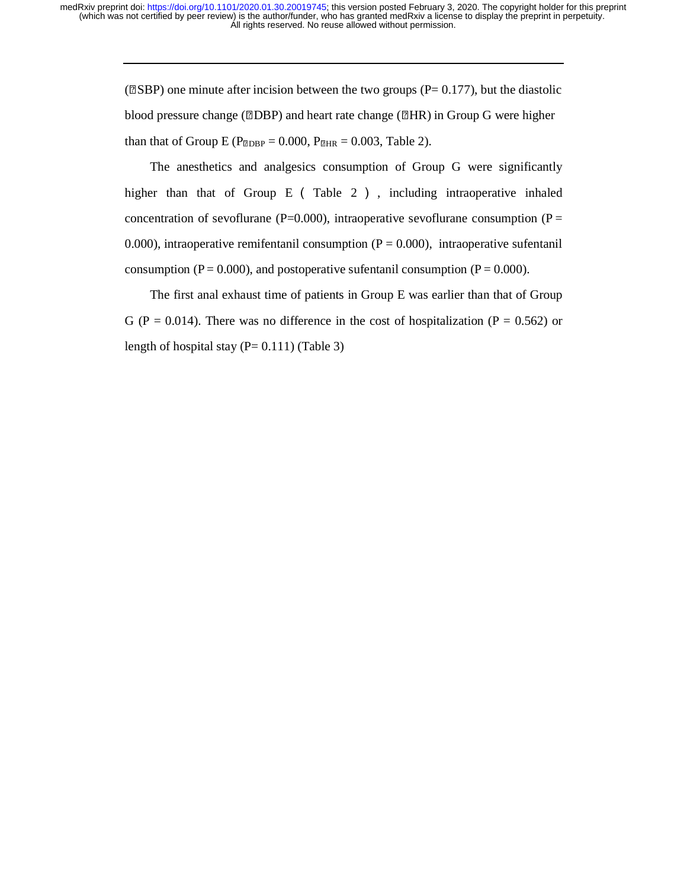(ΔSBP) one minute after incision between the two groups (P= 0.177), but the diastolic blood pressure change (ΔDBP) and heart rate change (ΔHR) in Group G were higher than that of Group E ($P_{ΔDBP}$ = 0.000, $P_{ΔHR}$ = 0.003, Table 2).

The anesthetics and analgesics consumption of Group G were significantly higher than that of Group E（Table 2）, including intraoperative inhaled concentration of sevoflurane (P=0.000), intraoperative sevoflurane consumption (P = 0.000), intraoperative remifentanil consumption (P = 0.000), intraoperative sufentanil consumption (P = 0.000), and postoperative sufentanil consumption (P = 0.000).

The first anal exhaust time of patients in Group E was earlier than that of Group G (P = 0.014). There was no difference in the cost of hospitalization (P = 0.562) or length of hospital stay (P= 0.111) (Table 3)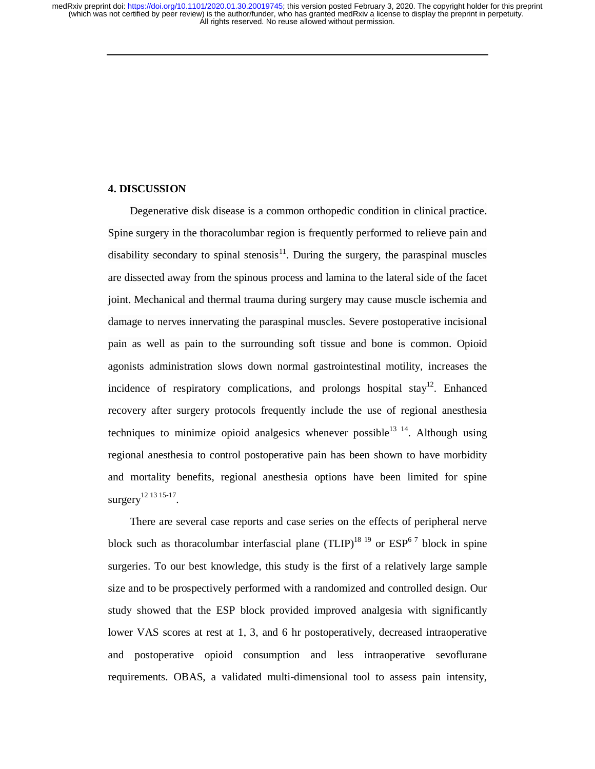## 4. DISCUSSION

Degenerative disk disease is a common orthopedic condition in clinical practice. Spine surgery in the thoracolumbar region is frequently performed to relieve pain and disability secondary to spinal stenosis[11]. During the surgery, the paraspinal muscles are dissected away from the spinous process and lamina to the lateral side of the facet joint. Mechanical and thermal trauma during surgery may cause muscle ischemia and damage to nerves innervating the paraspinal muscles. Severe postoperative incisional pain as well as pain to the surrounding soft tissue and bone is common. Opioid agonists administration slows down normal gastrointestinal motility, increases the incidence of respiratory complications, and prolongs hospital stay[12]. Enhanced recovery after surgery protocols frequently include the use of regional anesthesia techniques to minimize opioid analgesics whenever possible[13,14]. Although using regional anesthesia to control postoperative pain has been shown to have morbidity and mortality benefits, regional anesthesia options have been limited for spine surgery[12,13,15-17].

There are several case reports and case series on the effects of peripheral nerve block such as thoracolumbar interfascial plane (TLIP)[18,19] or ESP[6,7] block in spine surgeries. To our best knowledge, this study is the first of a relatively large sample size and to be prospectively performed with a randomized and controlled design. Our study showed that the ESP block provided improved analgesia with significantly lower VAS scores at rest at 1, 3, and 6 hr postoperatively, decreased intraoperative and postoperative opioid consumption and less intraoperative sevoflurane requirements. OBAS, a validated multi-dimensional tool to assess pain intensity,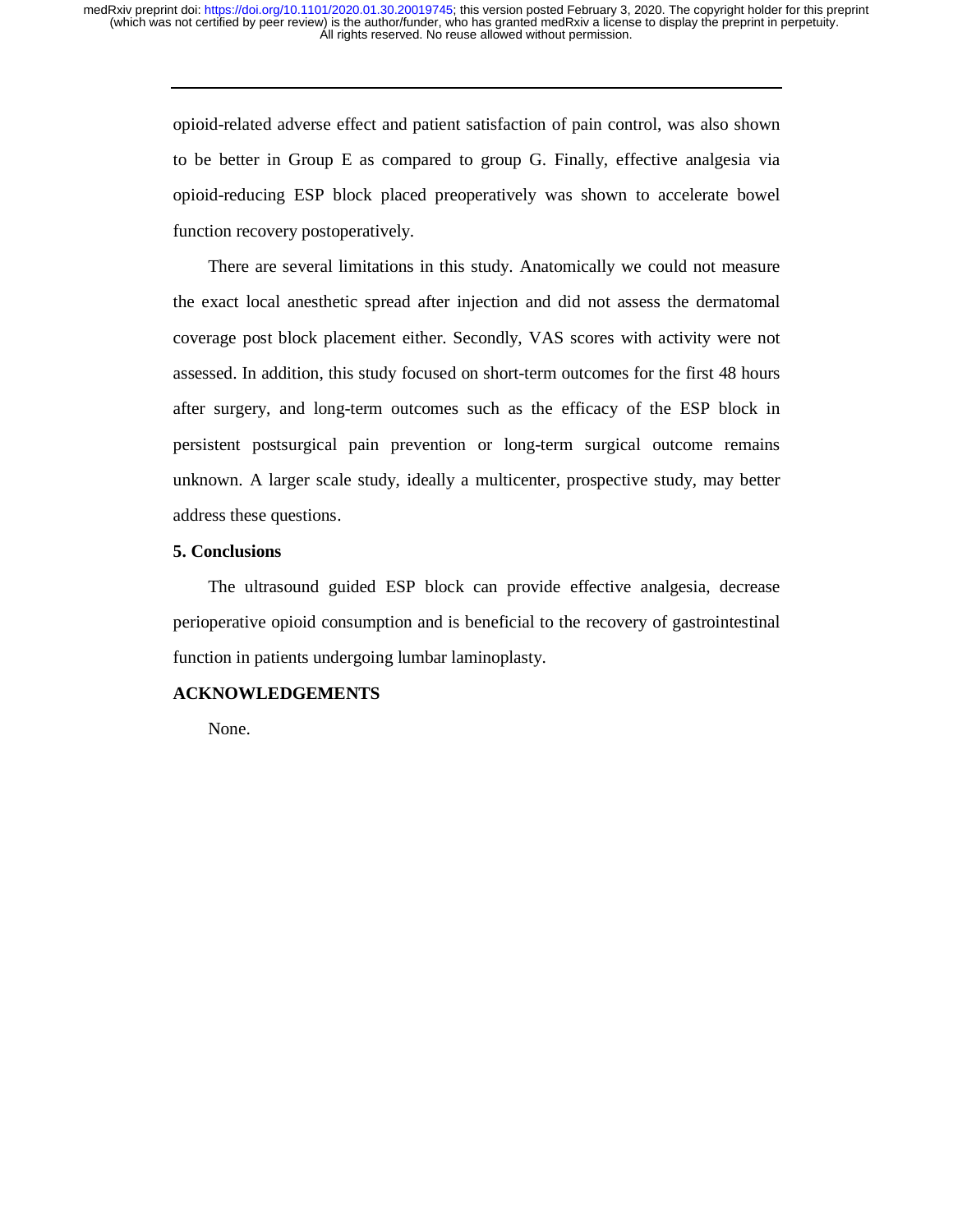opioid-related adverse effect and patient satisfaction of pain control, was also shown to be better in Group E as compared to group G. Finally, effective analgesia via opioid-reducing ESP block placed preoperatively was shown to accelerate bowel function recovery postoperatively.

There are several limitations in this study. Anatomically we could not measure the exact local anesthetic spread after injection and did not assess the dermatomal coverage post block placement either. Secondly, VAS scores with activity were not assessed. In addition, this study focused on short-term outcomes for the first 48 hours after surgery, and long-term outcomes such as the efficacy of the ESP block in persistent postsurgical pain prevention or long-term surgical outcome remains unknown. A larger scale study, ideally a multicenter, prospective study, may better address these questions.

## 5. Conclusions

The ultrasound guided ESP block can provide effective analgesia, decrease perioperative opioid consumption and is beneficial to the recovery of gastrointestinal function in patients undergoing lumbar laminoplasty.

## ACKNOWLEDGEMENTS

None.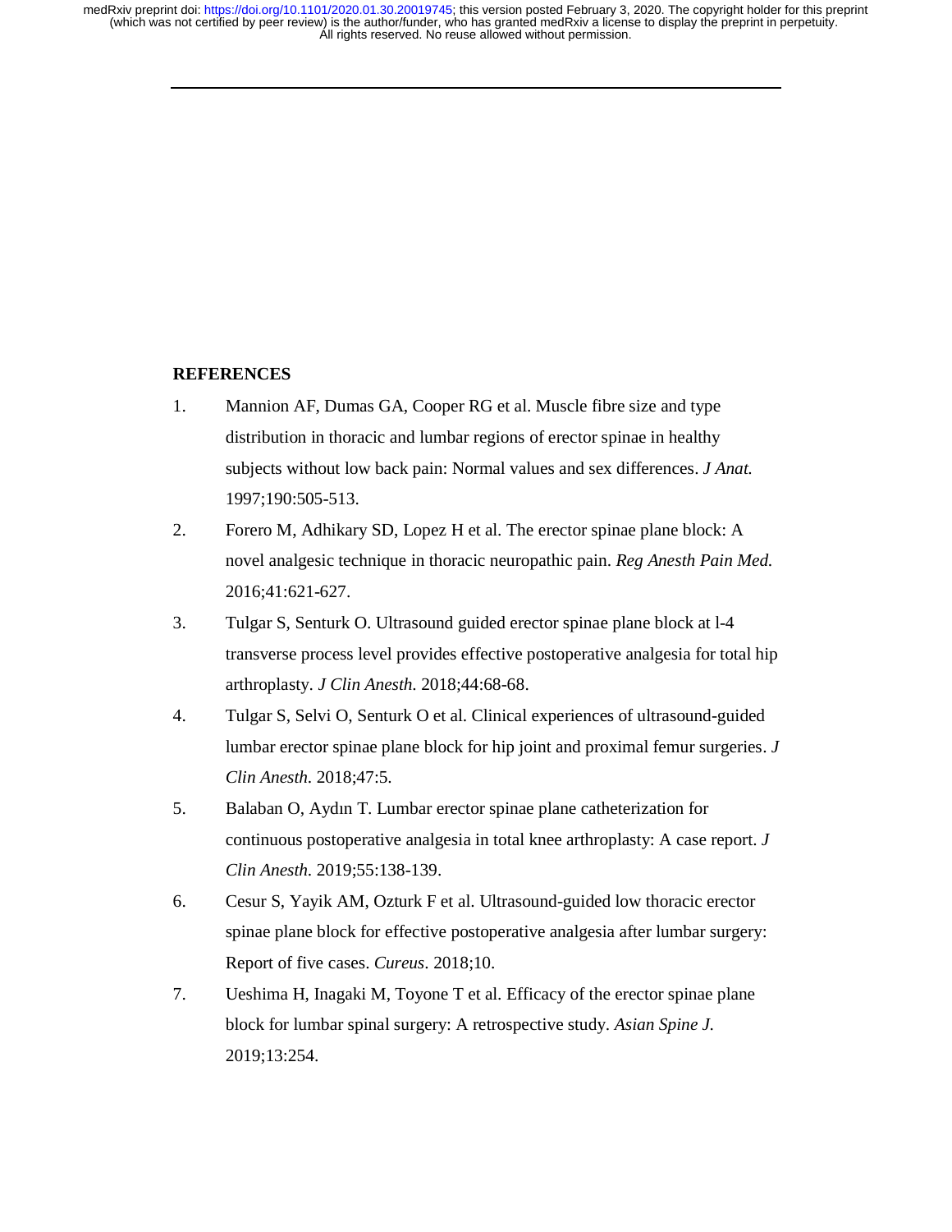## REFERENCES

1. Mannion AF, Dumas GA, Cooper RG et al. Muscle fibre size and type distribution in thoracic and lumbar regions of erector spinae in healthy subjects without low back pain: Normal values and sex differences. *J Anat.* 1997;190:505-513.
2. Forero M, Adhikary SD, Lopez H et al. The erector spinae plane block: A novel analgesic technique in thoracic neuropathic pain. *Reg Anesth Pain Med.* 2016;41:621-627.
3. Tulgar S, Senturk O. Ultrasound guided erector spinae plane block at l-4 transverse process level provides effective postoperative analgesia for total hip arthroplasty. *J Clin Anesth.* 2018;44:68-68.
4. Tulgar S, Selvi O, Senturk O et al. Clinical experiences of ultrasound-guided lumbar erector spinae plane block for hip joint and proximal femur surgeries. *J Clin Anesth.* 2018;47:5.
5. Balaban O, Aydın T. Lumbar erector spinae plane catheterization for continuous postoperative analgesia in total knee arthroplasty: A case report. *J Clin Anesth.* 2019;55:138-139.
6. Cesur S, Yayik AM, Ozturk F et al. Ultrasound-guided low thoracic erector spinae plane block for effective postoperative analgesia after lumbar surgery: Report of five cases. *Cureus*. 2018;10.
7. Ueshima H, Inagaki M, Toyone T et al. Efficacy of the erector spinae plane block for lumbar spinal surgery: A retrospective study. *Asian Spine J.* 2019;13:254.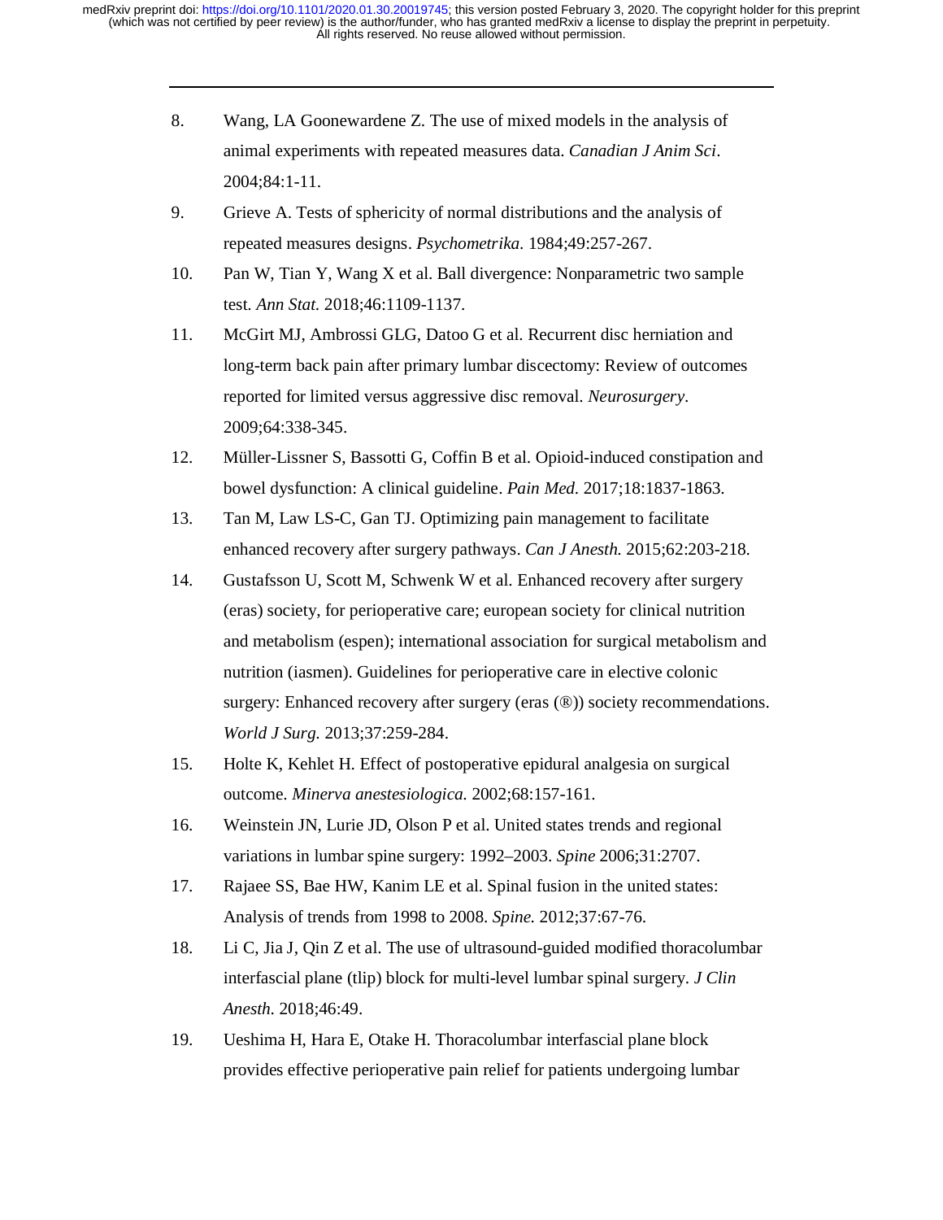8. Wang, LA Goonewardene Z. The use of mixed models in the analysis of animal experiments with repeated measures data. *Canadian J Anim Sci*. 2004;84:1-11.
9. Grieve A. Tests of sphericity of normal distributions and the analysis of repeated measures designs. *Psychometrika*. 1984;49:257-267.
10. Pan W, Tian Y, Wang X et al. Ball divergence: Nonparametric two sample test. *Ann Stat.* 2018;46:1109-1137.
11. McGirt MJ, Ambrossi GLG, Datoo G et al. Recurrent disc herniation and long-term back pain after primary lumbar discectomy: Review of outcomes reported for limited versus aggressive disc removal. *Neurosurgery*. 2009;64:338-345.
12. Müller-Lissner S, Bassotti G, Coffin B et al. Opioid-induced constipation and bowel dysfunction: A clinical guideline. *Pain Med.* 2017;18:1837-1863.
13. Tan M, Law LS-C, Gan TJ. Optimizing pain management to facilitate enhanced recovery after surgery pathways. *Can J Anesth.* 2015;62:203-218.
14. Gustafsson U, Scott M, Schwenk W et al. Enhanced recovery after surgery (eras) society, for perioperative care; european society for clinical nutrition and metabolism (espen); international association for surgical metabolism and nutrition (iasmen). Guidelines for perioperative care in elective colonic surgery: Enhanced recovery after surgery (eras (®)) society recommendations. *World J Surg.* 2013;37:259-284.
15. Holte K, Kehlet H. Effect of postoperative epidural analgesia on surgical outcome. *Minerva anestesiologica.* 2002;68:157-161.
16. Weinstein JN, Lurie JD, Olson P et al. United states trends and regional variations in lumbar spine surgery: 1992–2003. *Spine* 2006;31:2707.
17. Rajaee SS, Bae HW, Kanim LE et al. Spinal fusion in the united states: Analysis of trends from 1998 to 2008. *Spine.* 2012;37:67-76.
18. Li C, Jia J, Qin Z et al. The use of ultrasound-guided modified thoracolumbar interfascial plane (tlip) block for multi-level lumbar spinal surgery. *J Clin Anesth.* 2018;46:49.
19. Ueshima H, Hara E, Otake H. Thoracolumbar interfascial plane block provides effective perioperative pain relief for patients undergoing lumbar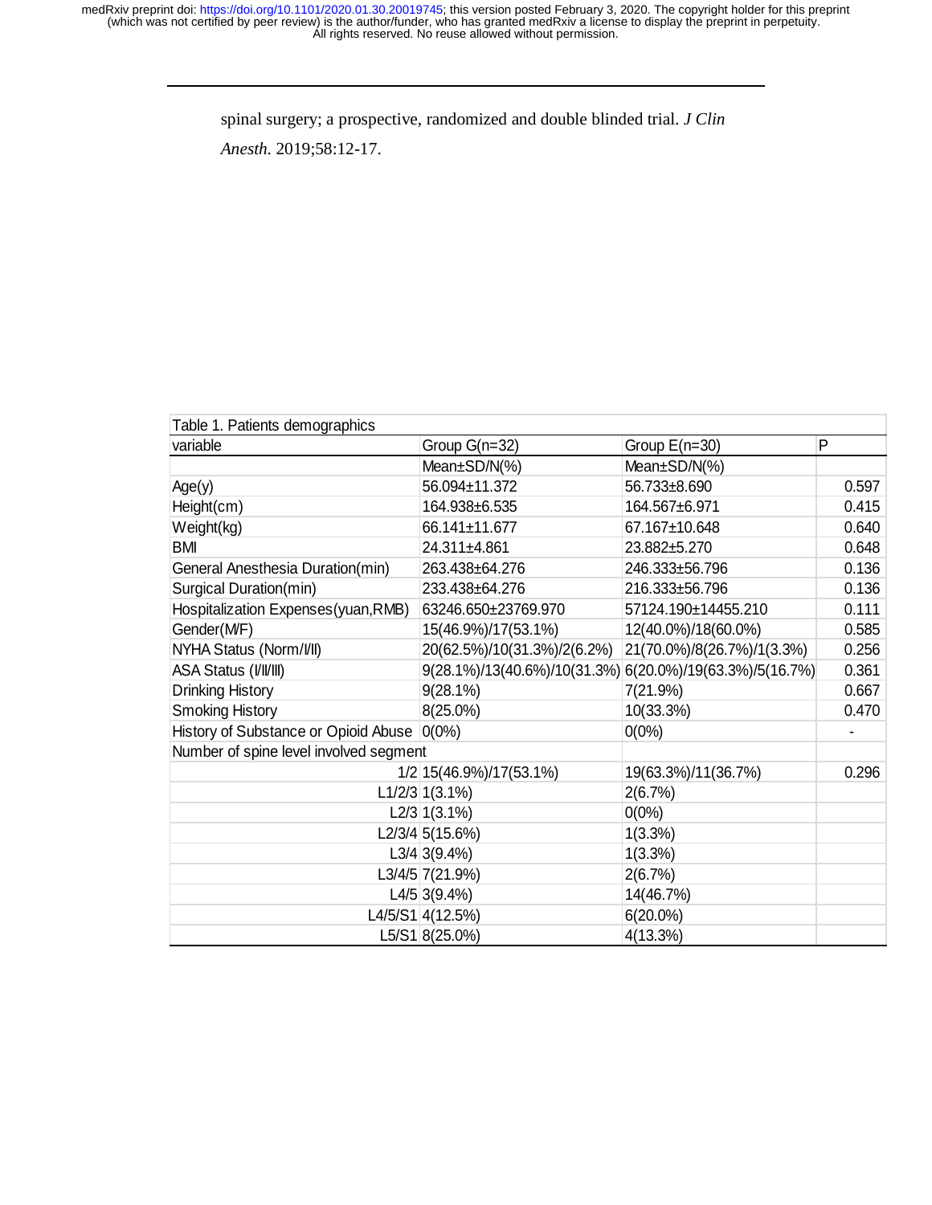spinal surgery; a prospective, randomized and double blinded trial. *J Clin Anesth.* 2019;58:12-17.

Table 1. Patients demographics

| variable | Group G(n=32) | Group E(n=30) | P |
|---|---|---|---|
| | Mean±SD/N(%) | Mean±SD/N(%) | |
| Age(y) | 56.094±11.372 | 56.733±8.690 | 0.597 |
| Height(cm) | 164.938±6.535 | 164.567±6.971 | 0.415 |
| Weight(kg) | 66.141±11.677 | 67.167±10.648 | 0.640 |
| BMI | 24.311±4.861 | 23.882±5.270 | 0.648 |
| General Anesthesia Duration(min) | 263.438±64.276 | 246.333±56.796 | 0.136 |
| Surgical Duration(min) | 233.438±64.276 | 216.333±56.796 | 0.136 |
| Hospitalization Expenses(yuan,RMB) | 63246.650±23769.970 | 57124.190±14455.210 | 0.111 |
| Gender(M/F) | 15(46.9%)/17(53.1%) | 12(40.0%)/18(60.0%) | 0.585 |
| NYHA Status (Norm/I/II) | 20(62.5%)/10(31.3%)/2(6.2%) | 21(70.0%)/8(26.7%)/1(3.3%) | 0.256 |
| ASA Status (I/II/III) | 9(28.1%)/13(40.6%)/10(31.3%) | 6(20.0%)/19(63.3%)/5(16.7%) | 0.361 |
| Drinking History | 9(28.1%) | 7(21.9%) | 0.667 |
| Smoking History | 8(25.0%) | 10(33.3%) | 0.470 |
| History of Substance or Opioid Abuse | 0(0%) | 0(0%) | - |
| Number of spine level involved segment | | | |
| 1/2 | 15(46.9%)/17(53.1%) | 19(63.3%)/11(36.7%) | 0.296 |
| L1/2/3 | 1(3.1%) | 2(6.7%) | |
| L2/3 | 1(3.1%) | 0(0%) | |
| L2/3/4 | 5(15.6%) | 1(3.3%) | |
| L3/4 | 3(9.4%) | 1(3.3%) | |
| L3/4/5 | 7(21.9%) | 2(6.7%) | |
| L4/5 | 3(9.4%) | 14(46.7%) | |
| L4/5/S1 | 4(12.5%) | 6(20.0%) | |
| L5/S1 | 8(25.0%) | 4(13.3%) | |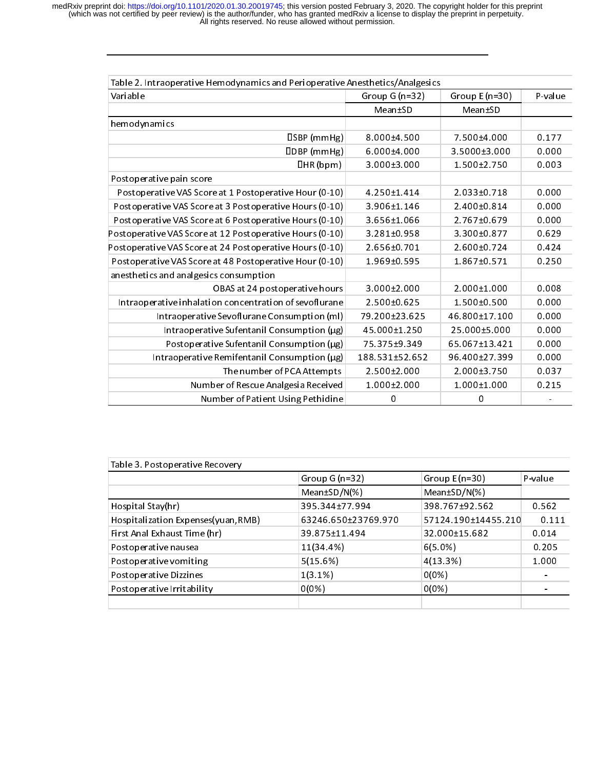| Table 2. Intraoperative Hemodynamics and Perioperative Anesthetics/Analgesics | | | |
|---|---|---|---|
| Variable | Group G (n=32) | Group E (n=30) | P-value |
| | Mean±SD | Mean±SD | |
| hemodynamics | | | |
| ΔSBP (mmHg) | 8.000±4.500 | 7.500±4.000 | 0.177 |
| ΔDBP (mmHg) | 6.000±4.000 | 3.5000±3.000 | 0.000 |
| ΔHR (bpm) | 3.000±3.000 | 1.500±2.750 | 0.003 |
| Postoperative pain score | | | |
| Postoperative VAS Score at 1 Postoperative Hour (0-10) | 4.250±1.414 | 2.033±0.718 | 0.000 |
| Postoperative VAS Score at 3 Postoperative Hours (0-10) | 3.906±1.146 | 2.400±0.814 | 0.000 |
| Postoperative VAS Score at 6 Postoperative Hours (0-10) | 3.656±1.066 | 2.767±0.679 | 0.000 |
| Postoperative VAS Score at 12 Postoperative Hours (0-10) | 3.281±0.958 | 3.300±0.877 | 0.629 |
| Postoperative VAS Score at 24 Postoperative Hours (0-10) | 2.656±0.701 | 2.600±0.724 | 0.424 |
| Postoperative VAS Score at 48 Postoperative Hour (0-10) | 1.969±0.595 | 1.867±0.571 | 0.250 |
| anesthetics and analgesics consumption | | | |
| OBAS at 24 postoperative hours | 3.000±2.000 | 2.000±1.000 | 0.008 |
| Intraoperative inhalation concentration of sevoflurane | 2.500±0.625 | 1.500±0.500 | 0.000 |
| Intraoperative Sevoflurane Consumption (ml) | 79.200±23.625 | 46.800±17.100 | 0.000 |
| Intraoperative Sufentanil Consumption (μg) | 45.000±1.250 | 25.000±5.000 | 0.000 |
| Postoperative Sufentanil Consumption (μg) | 75.375±9.349 | 65.067±13.421 | 0.000 |
| Intraoperative Remifentanil Consumption (μg) | 188.531±52.652 | 96.400±27.399 | 0.000 |
| The number of PCA Attempts | 2.500±2.000 | 2.000±3.750 | 0.037 |
| Number of Rescue Analgesia Received | 1.000±2.000 | 1.000±1.000 | 0.215 |
| Number of Patient Using Pethidine | 0 | 0 | - |

| Table 3. Postoperative Recovery | | | |
|---|---|---|---|
| | Group G (n=32) | Group E (n=30) | P-value |
| | Mean±SD/N(%) | Mean±SD/N(%) | |
| Hospital Stay(hr) | 395.344±77.994 | 398.767±92.562 | 0.562 |
| Hospitalization Expenses(yuan, RMB) | 63246.650±23769.970 | 57124.190±14455.210 | 0.111 |
| First Anal Exhaust Time (hr) | 39.875±11.494 | 32.000±15.682 | 0.014 |
| Postoperative nausea | 11(34.4%) | 6(5.0%) | 0.205 |
| Postoperative vomiting | 5(15.6%) | 4(13.3%) | 1.000 |
| Postoperative Dizzines | 1(3.1%) | 0(0%) | - |
| Postoperative Irritability | 0(0%) | 0(0%) | - |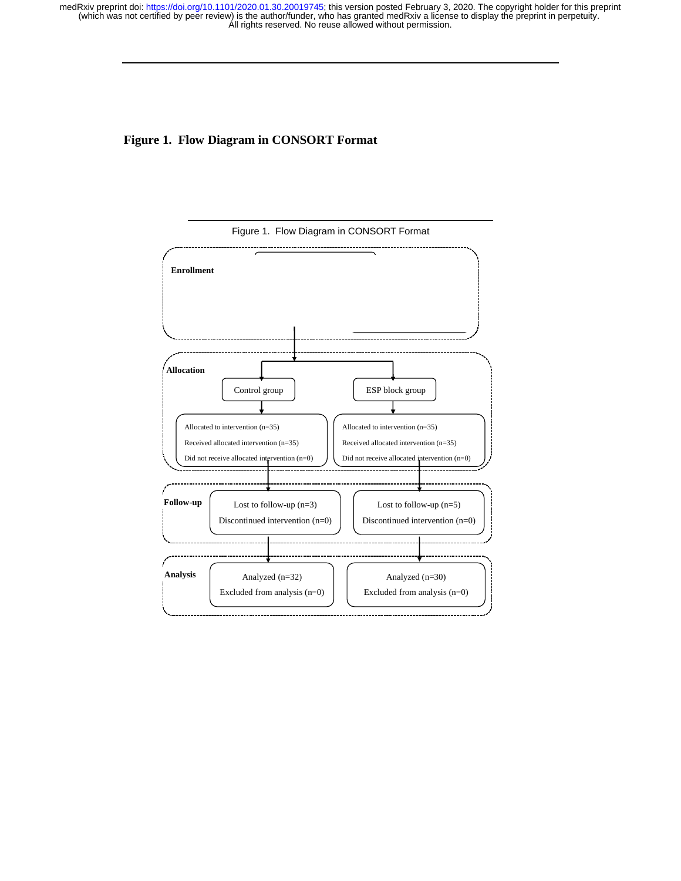**Figure 1. Flow Diagram in CONSORT Format**

Figure 1. Flow Diagram in CONSORT Format

**Enrollment**

**Allocation**

Control group

ESP block group

Allocated to intervention (n=35)
Received allocated intervention (n=35)
Did not receive allocated intervention (n=0)

Allocated to intervention (n=35)
Received allocated intervention (n=35)
Did not receive allocated intervention (n=0)

**Follow-up**

Lost to follow-up (n=3)
Discontinued intervention (n=0)

Lost to follow-up (n=5)
Discontinued intervention (n=0)

**Analysis**

Analyzed (n=32)
Excluded from analysis (n=0)

Analyzed (n=30)
Excluded from analysis (n=0)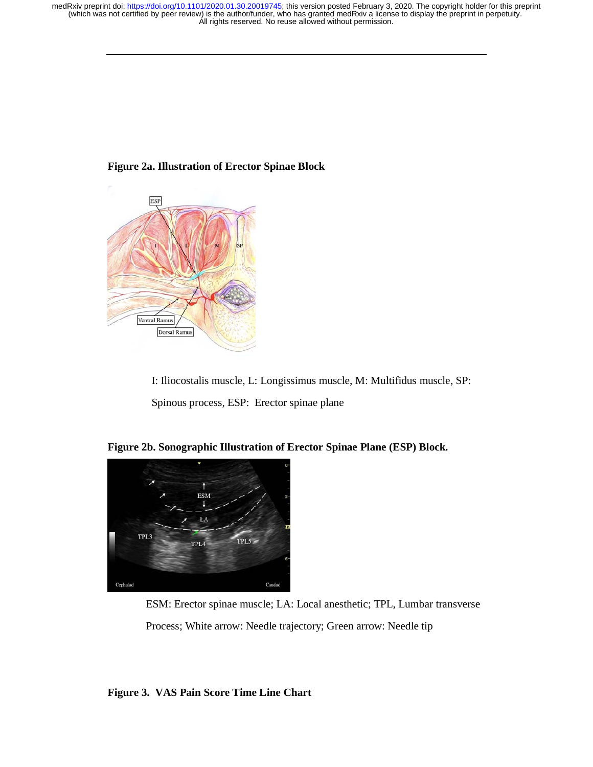**Figure 2a. Illustration of Erector Spinae Block**

I: Iliocostalis muscle, L: Longissimus muscle, M: Multifidus muscle, SP: Spinous process, ESP: Erector spinae plane

**Figure 2b. Sonographic Illustration of Erector Spinae Plane (ESP) Block.**

ESM: Erector spinae muscle; LA: Local anesthetic; TPL, Lumbar transverse Process; White arrow: Needle trajectory; Green arrow: Needle tip

**Figure 3. VAS Pain Score Time Line Chart**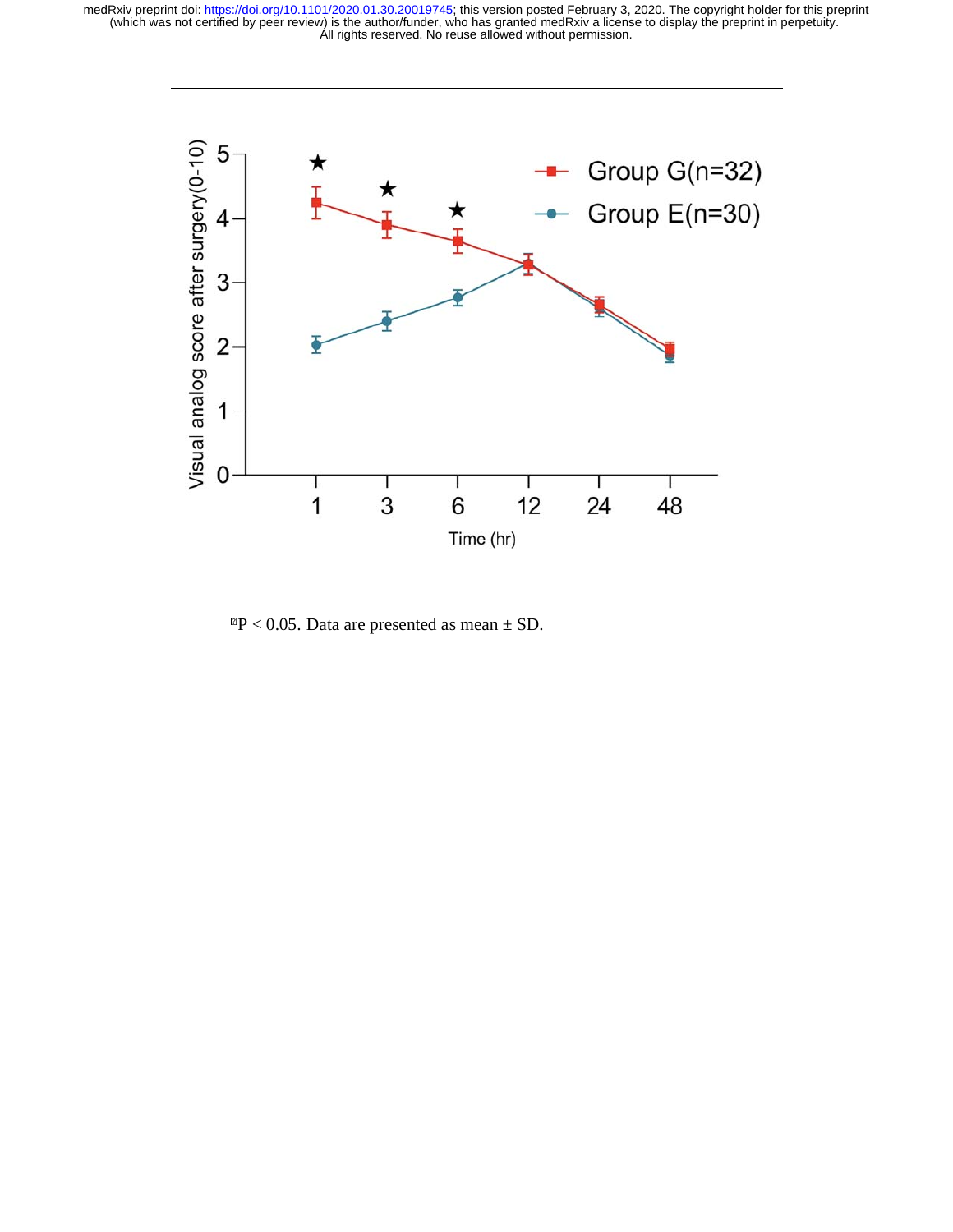Visual analog score after surgery(0-10)

5
4
3
2
1
0

★ ★ ★

Group G(n=32)
Group E(n=30)

1 3 6 12 24 48

Time (hr)

★P $< 0.05$. Data are presented as mean ± SD.